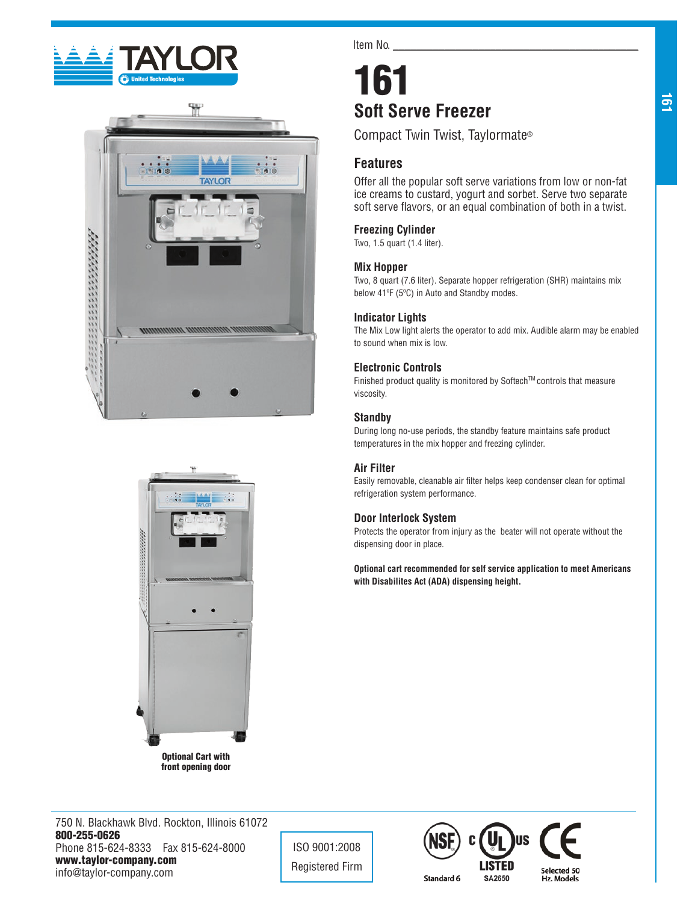Item No. ___________________________________

# 161

## Soft Serve Freezer

Compact Twin Twist, Taylormate®

## Features

Offer all the popular soft serve variations from low or non-fat ice creams to custard, yogurt and sorbet. Serve two separate soft serve flavors, or an equal combination of both in a twist.

### Freezing Cylinder

Two, 1.5 quart (1.4 liter).

### Mix Hopper

Two, 8 quart (7.6 liter). Separate hopper refrigeration (SHR) maintains mix below 41ºF (5ºC) in Auto and Standby modes.

### Indicator Lights

The Mix Low light alerts the operator to add mix. Audible alarm may be enabled to sound when mix is low.

### Electronic Controls

Finished product quality is monitored by Softech™ controls that measure viscosity.

### Standby

During long no-use periods, the standby feature maintains safe product temperatures in the mix hopper and freezing cylinder.

### Air Filter

Easily removable, cleanable air filter helps keep condenser clean for optimal refrigeration system performance.

### Door Interlock System

Protects the operator from injury as the beater will not operate without the dispensing door in place.

**Optional cart recommended for self service application to meet Americans with Disabilites Act (ADA) dispensing height.**

**Optional Cart with front opening door**

750 N. Blackhawk Blvd. Rockton, Illinois 61072
**800-255-0626**
Phone 815-624-8333 Fax 815-624-8000
**www.taylor-company.com**
info@taylor-company.com

ISO 9001:2008
Registered Firm

Standard 6 | LISTED SA2850 | Selected 50 Hz. Models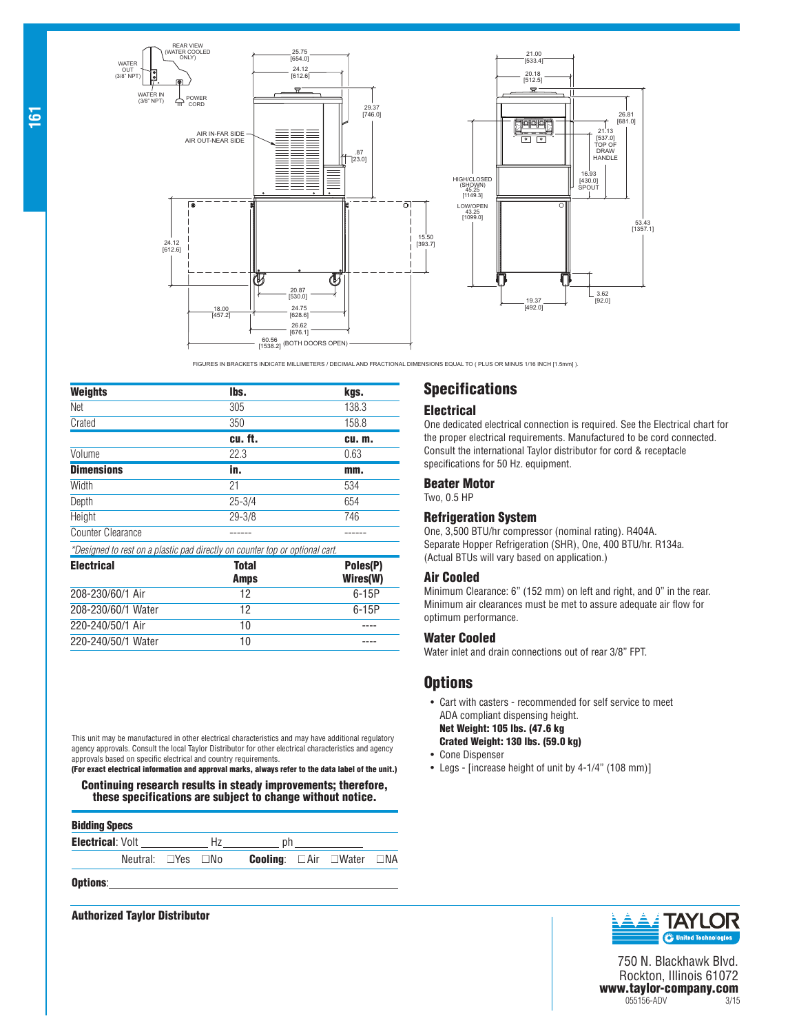REAR VIEW (WATER COOLED ONLY)
WATER OUT (3/8" NPT)
WATER IN (3/8" NPT)
POWER CORD
AIR IN-FAR SIDE
AIR OUT-NEAR SIDE
25.75 [654.0]
24.12 [612.6]
29.37 [746.0]
.87 [23.0]
24.12 [612.6]
15.50 [393.7]
18.00 [457.2]
20.87 [530.0]
24.75 [628.6]
26.62 [676.1]
60.56 [1538.2] (BOTH DOORS OPEN)
21.00 [533.4]
20.18 [512.5]
26.81 [681.0]
21.13 [537.0] TOP OF DRAW HANDLE
16.93 [430.0] SPOUT
HIGH/CLOSED (SHOWN) 45.25 [1149.3]
LOW/OPEN 43.25 [1099.0]
53.43 [1357.1]
3.62 [92.0]
19.37 [492.0]

FIGURES IN BRACKETS INDICATE MILLIMETERS / DECIMAL AND FRACTIONAL DIMENSIONS EQUAL TO ( PLUS OR MINUS 1/16 INCH [1.5mm] ).

| **Weights** | **lbs.** | **kgs.** |
|---|---|---|
| Net | 305 | 138.3 |
| Crated | 350 | 158.8 |
| | **cu. ft.** | **cu. m.** |
| Volume | 22.3 | 0.63 |
| **Dimensions** | **in.** | **mm.** |
| Width | 21 | 534 |
| Depth | 25-3/4 | 654 |
| Height | 29-3/8 | 746 |
| Counter Clearance | ------ | ------ |

*\*Designed to rest on a plastic pad directly on counter top or optional cart.*

| **Electrical** | **Total Amps** | **Poles(P) Wires(W)** |
|---|---|---|
| 208-230/60/1 Air | 12 | 6-15P |
| 208-230/60/1 Water | 12 | 6-15P |
| 220-240/50/1 Air | 10 | ---- |
| 220-240/50/1 Water | 10 | ---- |

This unit may be manufactured in other electrical characteristics and may have additional regulatory agency approvals. Consult the local Taylor Distributor for other electrical characteristics and agency approvals based on specific electrical and country requirements.
**(For exact electrical information and approval marks, always refer to the data label of the unit.)**

**Continuing research results in steady improvements; therefore, these specifications are subject to change without notice.**

# Specifications

## Electrical

One dedicated electrical connection is required. See the Electrical chart for the proper electrical requirements. Manufactured to be cord connected. Consult the international Taylor distributor for cord & receptacle specifications for 50 Hz. equipment.

## Beater Motor

Two, 0.5 HP

## Refrigeration System

One, 3,500 BTU/hr compressor (nominal rating). R404A. Separate Hopper Refrigeration (SHR), One, 400 BTU/hr. R134a. (Actual BTUs will vary based on application.)

## Air Cooled

Minimum Clearance: 6" (152 mm) on left and right, and 0" in the rear. Minimum air clearances must be met to assure adequate air flow for optimum performance.

## Water Cooled

Water inlet and drain connections out of rear 3/8" FPT.

# Options

- Cart with casters - recommended for self service to meet ADA compliant dispensing height.
  **Net Weight: 105 lbs. (47.6 kg**
  **Crated Weight: 130 lbs. (59.0 kg)**
- Cone Dispenser
- Legs - [increase height of unit by 4-1/4" (108 mm)]

**Bidding Specs**

**Electrical**: Volt ____________ Hz __________ ph ____________

Neutral: ☐Yes ☐No **Cooling**: ☐Air ☐Water ☐NA

**Options**: ________________________________

**Authorized Taylor Distributor**

TAYLOR
United Technologies

750 N. Blackhawk Blvd.
Rockton, Illinois 61072
**www.taylor-company.com**
055156-ADV 3/15